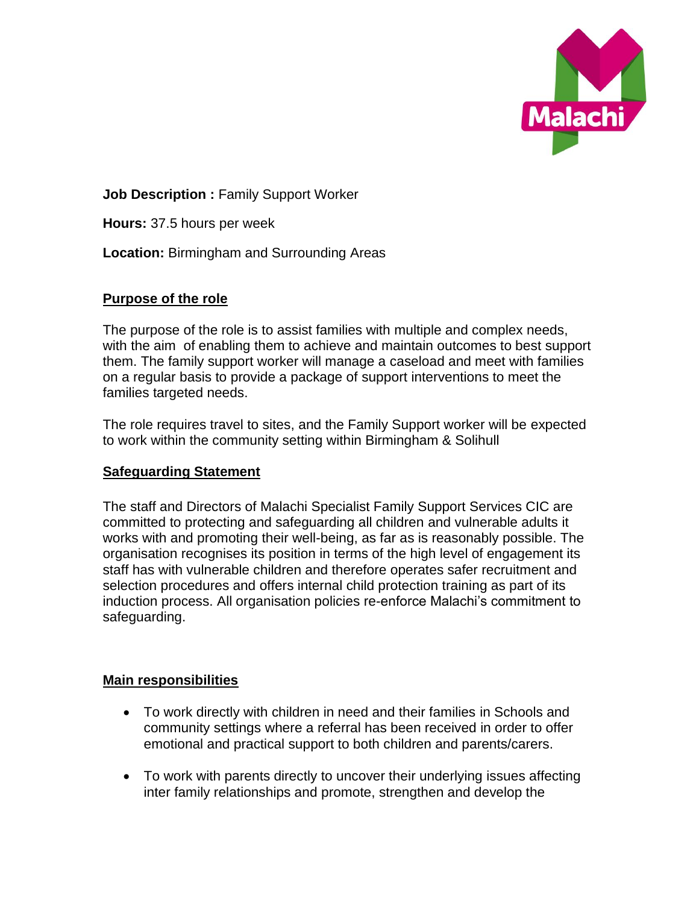**Job Description :** Family Support Worker

**Hours:** 37.5 hours per week

**Location:** Birmingham and Surrounding Areas

## Purpose of the role

The purpose of the role is to assist families with multiple and complex needs, with the aim of enabling them to achieve and maintain outcomes to best support them. The family support worker will manage a caseload and meet with families on a regular basis to provide a package of support interventions to meet the families targeted needs.

The role requires travel to sites, and the Family Support worker will be expected to work within the community setting within Birmingham & Solihull

## Safeguarding Statement

The staff and Directors of Malachi Specialist Family Support Services CIC are committed to protecting and safeguarding all children and vulnerable adults it works with and promoting their well-being, as far as is reasonably possible. The organisation recognises its position in terms of the high level of engagement its staff has with vulnerable children and therefore operates safer recruitment and selection procedures and offers internal child protection training as part of its induction process. All organisation policies re-enforce Malachi's commitment to safeguarding.

## Main responsibilities

- To work directly with children in need and their families in Schools and community settings where a referral has been received in order to offer emotional and practical support to both children and parents/carers.
- To work with parents directly to uncover their underlying issues affecting inter family relationships and promote, strengthen and develop the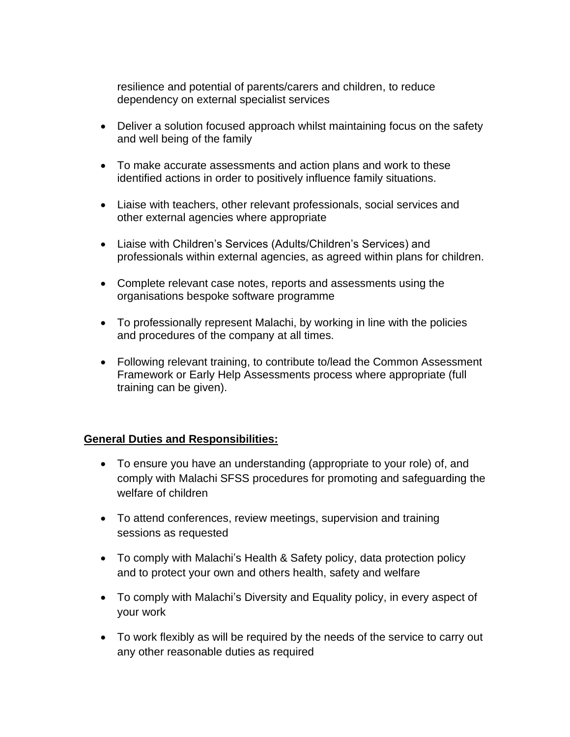resilience and potential of parents/carers and children, to reduce dependency on external specialist services

- Deliver a solution focused approach whilst maintaining focus on the safety and well being of the family
- To make accurate assessments and action plans and work to these identified actions in order to positively influence family situations.
- Liaise with teachers, other relevant professionals, social services and other external agencies where appropriate
- Liaise with Children's Services (Adults/Children's Services) and professionals within external agencies, as agreed within plans for children.
- Complete relevant case notes, reports and assessments using the organisations bespoke software programme
- To professionally represent Malachi, by working in line with the policies and procedures of the company at all times.
- Following relevant training, to contribute to/lead the Common Assessment Framework or Early Help Assessments process where appropriate (full training can be given).

**General Duties and Responsibilities:**

- To ensure you have an understanding (appropriate to your role) of, and comply with Malachi SFSS procedures for promoting and safeguarding the welfare of children
- To attend conferences, review meetings, supervision and training sessions as requested
- To comply with Malachi's Health & Safety policy, data protection policy and to protect your own and others health, safety and welfare
- To comply with Malachi's Diversity and Equality policy, in every aspect of your work
- To work flexibly as will be required by the needs of the service to carry out any other reasonable duties as required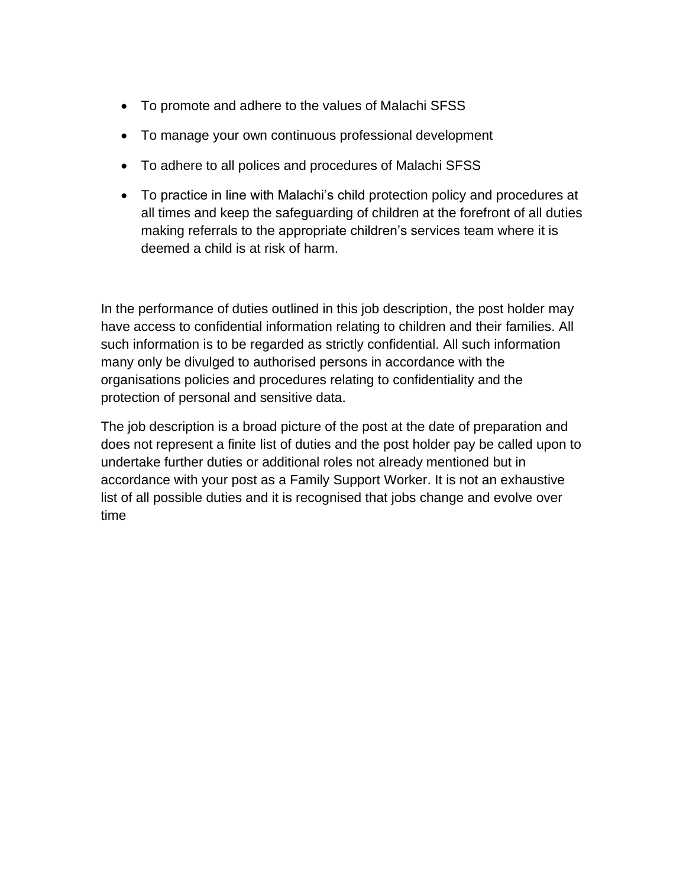- To promote and adhere to the values of Malachi SFSS
- To manage your own continuous professional development
- To adhere to all polices and procedures of Malachi SFSS
- To practice in line with Malachi's child protection policy and procedures at all times and keep the safeguarding of children at the forefront of all duties making referrals to the appropriate children's services team where it is deemed a child is at risk of harm.

In the performance of duties outlined in this job description, the post holder may have access to confidential information relating to children and their families. All such information is to be regarded as strictly confidential. All such information many only be divulged to authorised persons in accordance with the organisations policies and procedures relating to confidentiality and the protection of personal and sensitive data.

The job description is a broad picture of the post at the date of preparation and does not represent a finite list of duties and the post holder pay be called upon to undertake further duties or additional roles not already mentioned but in accordance with your post as a Family Support Worker. It is not an exhaustive list of all possible duties and it is recognised that jobs change and evolve over time